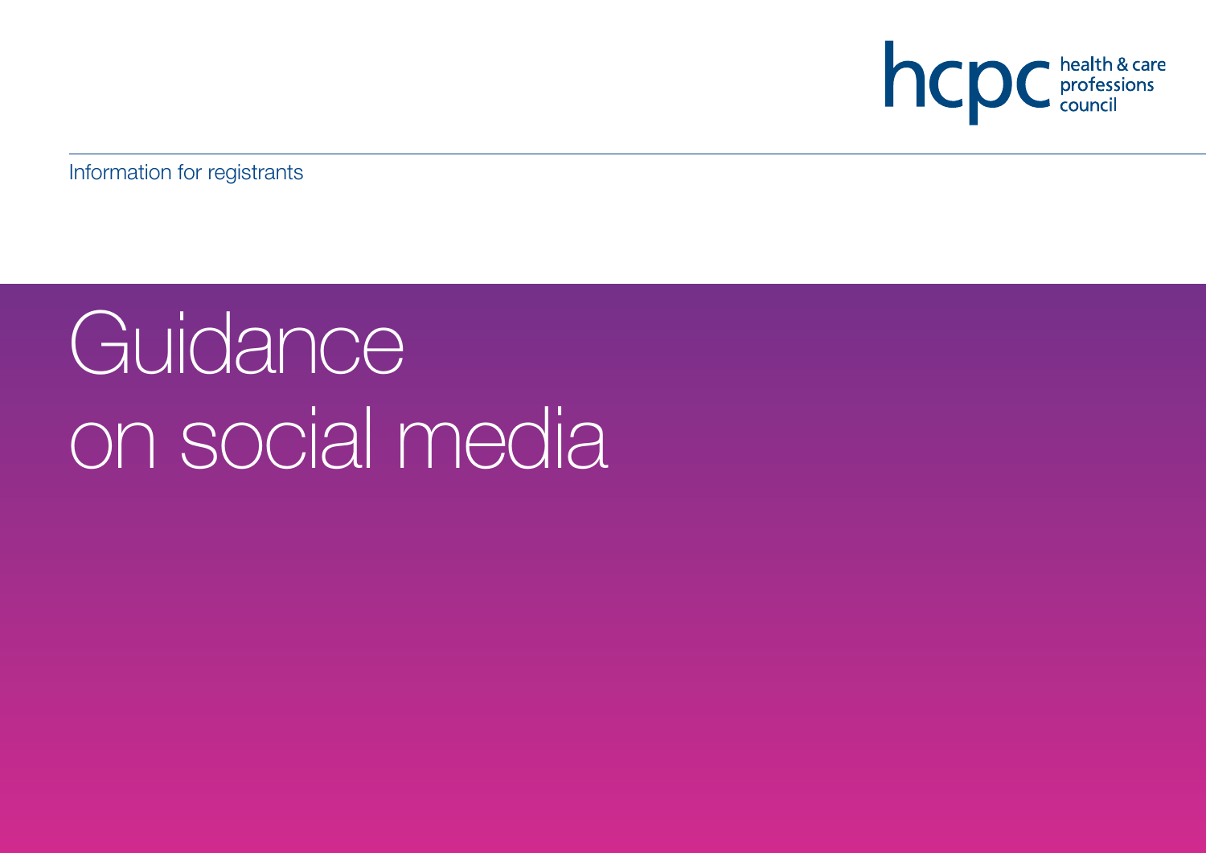hcpc health & care professions council

Information for registrants

# Guidance on social media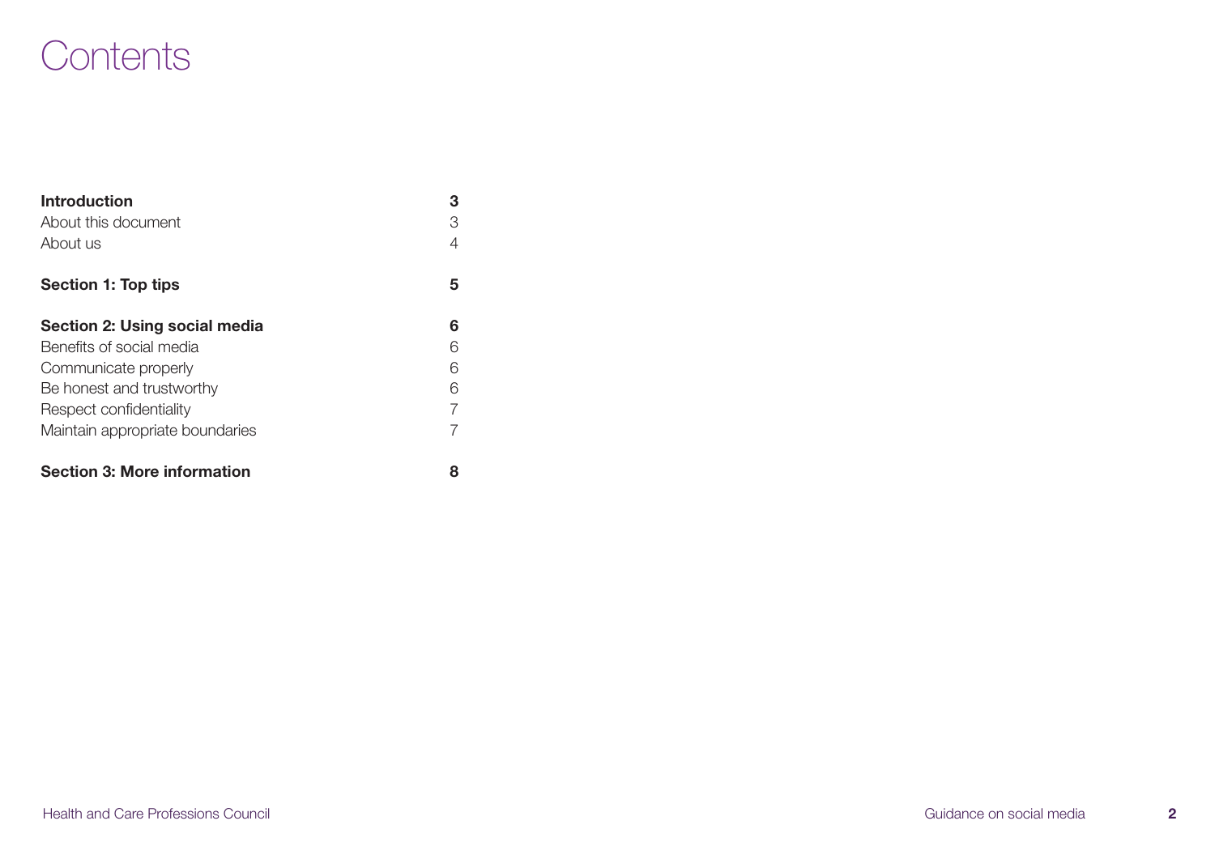# Contents

| | |
|---|---|
| **Introduction** | **3** |
| About this document | 3 |
| About us | 4 |
| **Section 1: Top tips** | **5** |
| **Section 2: Using social media** | **6** |
| Benefits of social media | 6 |
| Communicate properly | 6 |
| Be honest and trustworthy | 6 |
| Respect confidentiality | 7 |
| Maintain appropriate boundaries | 7 |
| **Section 3: More information** | **8** |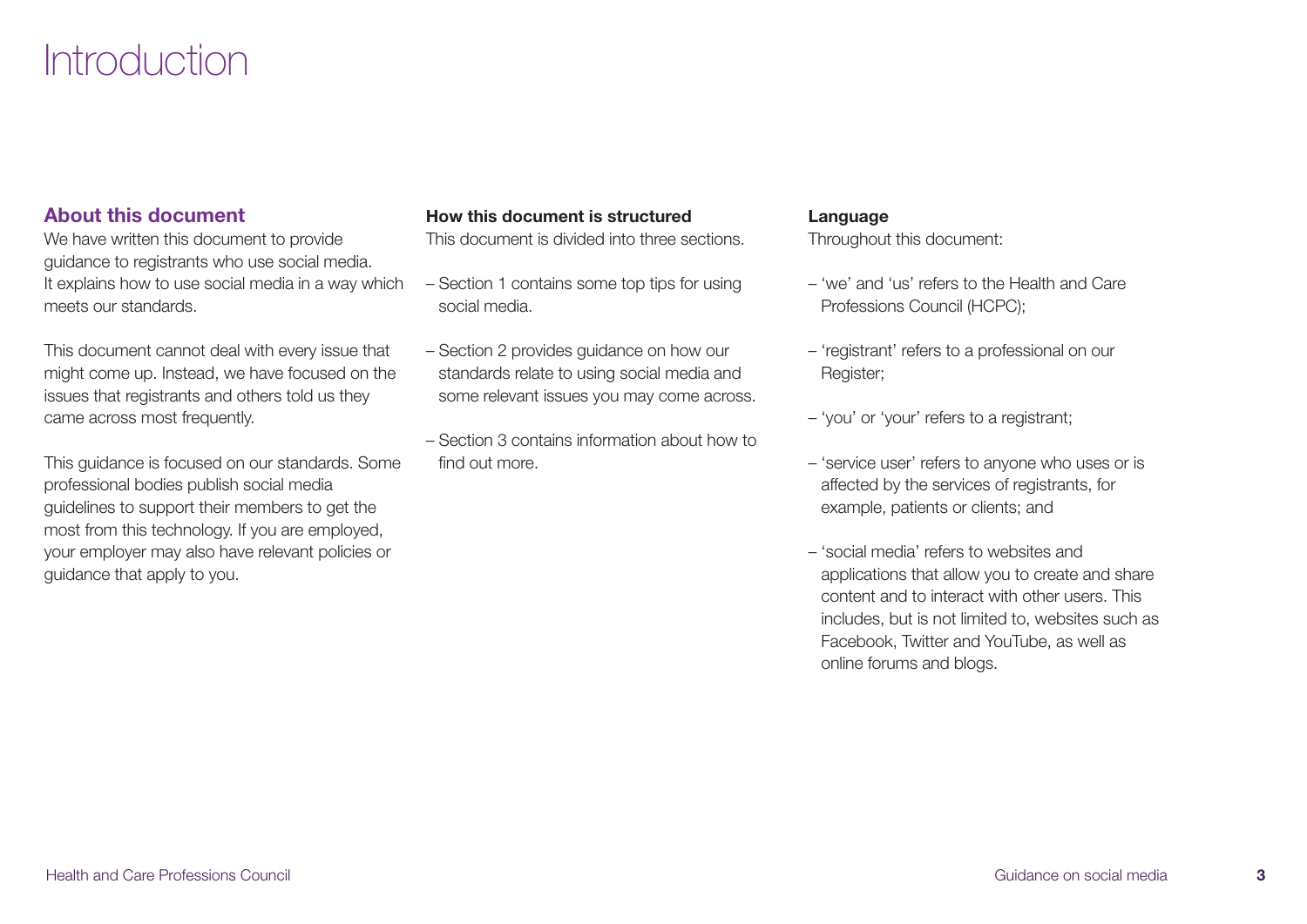# Introduction

## About this document

We have written this document to provide guidance to registrants who use social media. It explains how to use social media in a way which meets our standards.

This document cannot deal with every issue that might come up. Instead, we have focused on the issues that registrants and others told us they came across most frequently.

This guidance is focused on our standards. Some professional bodies publish social media guidelines to support their members to get the most from this technology. If you are employed, your employer may also have relevant policies or guidance that apply to you.

### How this document is structured

This document is divided into three sections.

- Section 1 contains some top tips for using social media.
- Section 2 provides guidance on how our standards relate to using social media and some relevant issues you may come across.
- Section 3 contains information about how to find out more.

### Language

Throughout this document:

- 'we' and 'us' refers to the Health and Care Professions Council (HCPC);
- 'registrant' refers to a professional on our Register;
- 'you' or 'your' refers to a registrant;
- 'service user' refers to anyone who uses or is affected by the services of registrants, for example, patients or clients; and
- 'social media' refers to websites and applications that allow you to create and share content and to interact with other users. This includes, but is not limited to, websites such as Facebook, Twitter and YouTube, as well as online forums and blogs.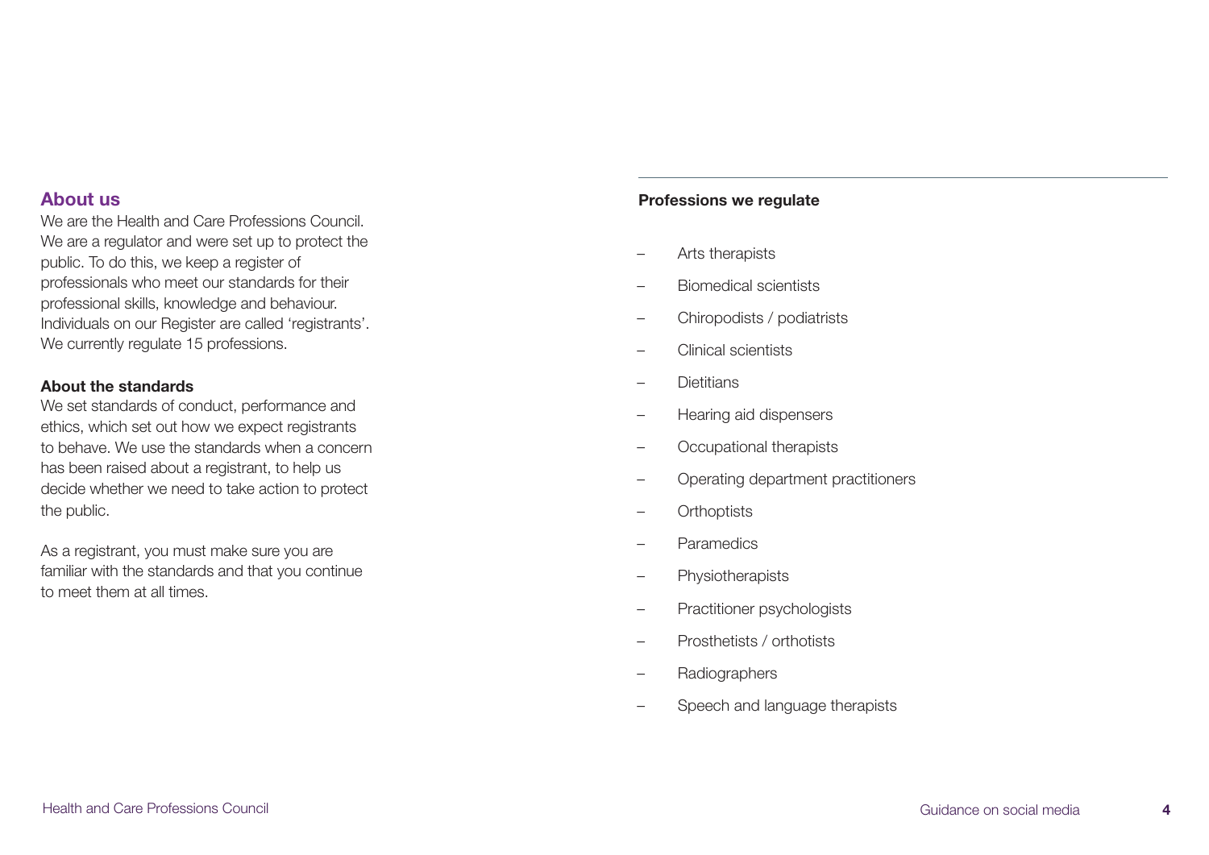## About us

We are the Health and Care Professions Council. We are a regulator and were set up to protect the public. To do this, we keep a register of professionals who meet our standards for their professional skills, knowledge and behaviour. Individuals on our Register are called 'registrants'. We currently regulate 15 professions.

**About the standards**

We set standards of conduct, performance and ethics, which set out how we expect registrants to behave. We use the standards when a concern has been raised about a registrant, to help us decide whether we need to take action to protect the public.

As a registrant, you must make sure you are familiar with the standards and that you continue to meet them at all times.

**Professions we regulate**

- Arts therapists
- Biomedical scientists
- Chiropodists / podiatrists
- Clinical scientists
- Dietitians
- Hearing aid dispensers
- Occupational therapists
- Operating department practitioners
- Orthoptists
- Paramedics
- Physiotherapists
- Practitioner psychologists
- Prosthetists / orthotists
- Radiographers
- Speech and language therapists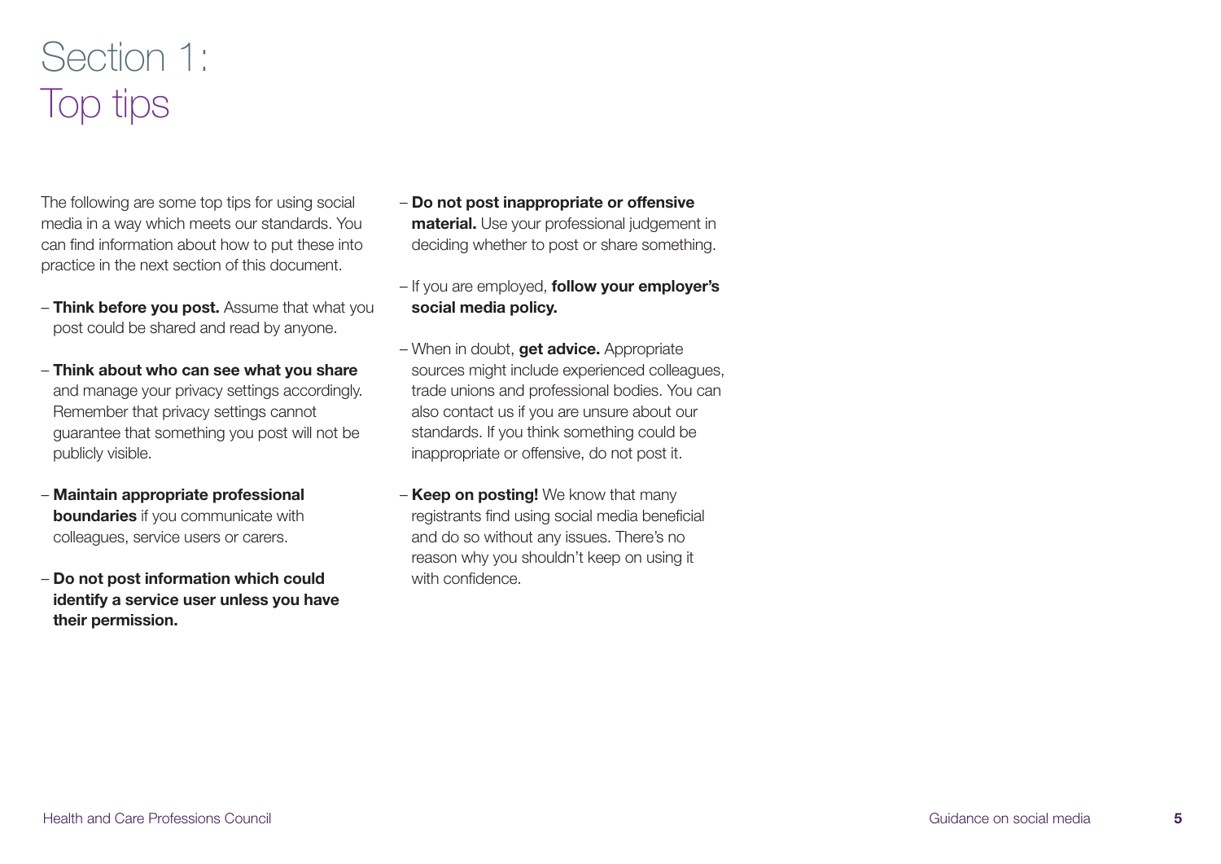# Section 1: Top tips

The following are some top tips for using social media in a way which meets our standards. You can find information about how to put these into practice in the next section of this document.

- **Think before you post.** Assume that what you post could be shared and read by anyone.
- **Think about who can see what you share** and manage your privacy settings accordingly. Remember that privacy settings cannot guarantee that something you post will not be publicly visible.
- **Maintain appropriate professional boundaries** if you communicate with colleagues, service users or carers.
- **Do not post information which could identify a service user unless you have their permission.**
- **Do not post inappropriate or offensive material.** Use your professional judgement in deciding whether to post or share something.
- If you are employed, **follow your employer's social media policy.**
- When in doubt, **get advice.** Appropriate sources might include experienced colleagues, trade unions and professional bodies. You can also contact us if you are unsure about our standards. If you think something could be inappropriate or offensive, do not post it.
- **Keep on posting!** We know that many registrants find using social media beneficial and do so without any issues. There's no reason why you shouldn't keep on using it with confidence.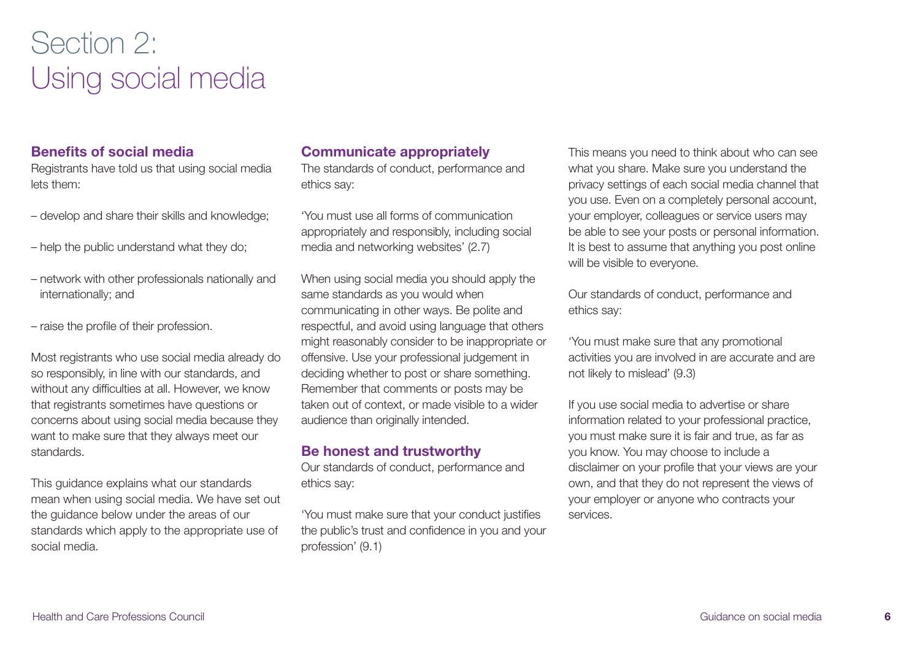# Section 2: Using social media

## Benefits of social media

Registrants have told us that using social media lets them:

- develop and share their skills and knowledge;
- help the public understand what they do;
- network with other professionals nationally and internationally; and
- raise the profile of their profession.

Most registrants who use social media already do so responsibly, in line with our standards, and without any difficulties at all. However, we know that registrants sometimes have questions or concerns about using social media because they want to make sure that they always meet our standards.

This guidance explains what our standards mean when using social media. We have set out the guidance below under the areas of our standards which apply to the appropriate use of social media.

## Communicate appropriately

The standards of conduct, performance and ethics say:

'You must use all forms of communication appropriately and responsibly, including social media and networking websites' (2.7)

When using social media you should apply the same standards as you would when communicating in other ways. Be polite and respectful, and avoid using language that others might reasonably consider to be inappropriate or offensive. Use your professional judgement in deciding whether to post or share something. Remember that comments or posts may be taken out of context, or made visible to a wider audience than originally intended.

## Be honest and trustworthy

Our standards of conduct, performance and ethics say:

'You must make sure that your conduct justifies the public's trust and confidence in you and your profession' (9.1)

This means you need to think about who can see what you share. Make sure you understand the privacy settings of each social media channel that you use. Even on a completely personal account, your employer, colleagues or service users may be able to see your posts or personal information. It is best to assume that anything you post online will be visible to everyone.

Our standards of conduct, performance and ethics say:

'You must make sure that any promotional activities you are involved in are accurate and are not likely to mislead' (9.3)

If you use social media to advertise or share information related to your professional practice, you must make sure it is fair and true, as far as you know. You may choose to include a disclaimer on your profile that your views are your own, and that they do not represent the views of your employer or anyone who contracts your services.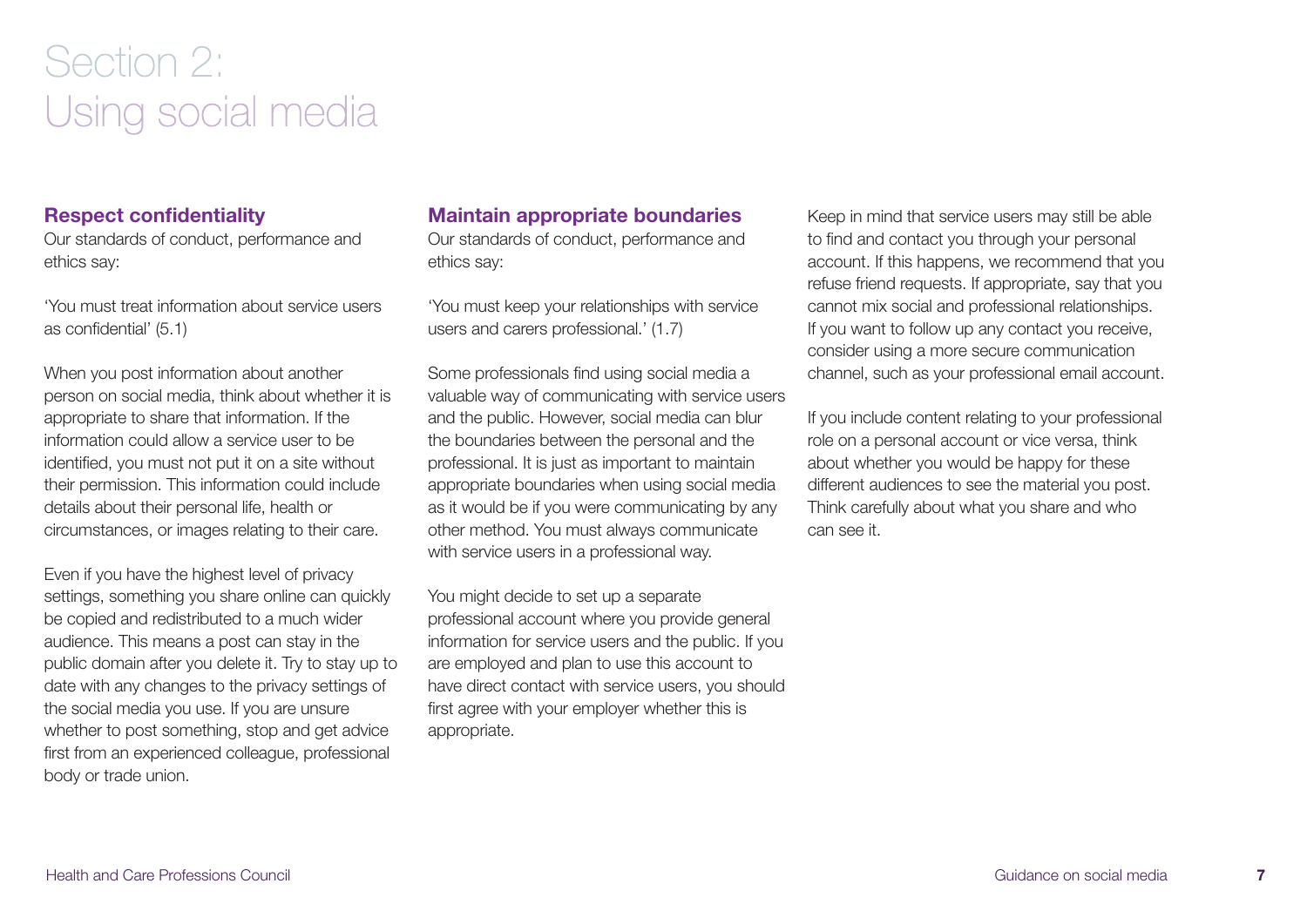# Section 2: Using social media

## Respect confidentiality

Our standards of conduct, performance and ethics say:

'You must treat information about service users as confidential' (5.1)

When you post information about another person on social media, think about whether it is appropriate to share that information. If the information could allow a service user to be identified, you must not put it on a site without their permission. This information could include details about their personal life, health or circumstances, or images relating to their care.

Even if you have the highest level of privacy settings, something you share online can quickly be copied and redistributed to a much wider audience. This means a post can stay in the public domain after you delete it. Try to stay up to date with any changes to the privacy settings of the social media you use. If you are unsure whether to post something, stop and get advice first from an experienced colleague, professional body or trade union.

## Maintain appropriate boundaries

Our standards of conduct, performance and ethics say:

'You must keep your relationships with service users and carers professional.' (1.7)

Some professionals find using social media a valuable way of communicating with service users and the public. However, social media can blur the boundaries between the personal and the professional. It is just as important to maintain appropriate boundaries when using social media as it would be if you were communicating by any other method. You must always communicate with service users in a professional way.

You might decide to set up a separate professional account where you provide general information for service users and the public. If you are employed and plan to use this account to have direct contact with service users, you should first agree with your employer whether this is appropriate.

Keep in mind that service users may still be able to find and contact you through your personal account. If this happens, we recommend that you refuse friend requests. If appropriate, say that you cannot mix social and professional relationships. If you want to follow up any contact you receive, consider using a more secure communication channel, such as your professional email account.

If you include content relating to your professional role on a personal account or vice versa, think about whether you would be happy for these different audiences to see the material you post. Think carefully about what you share and who can see it.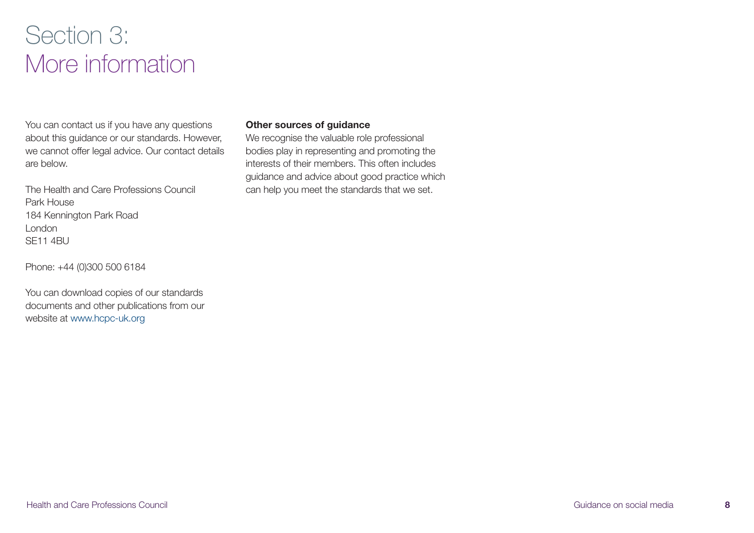# Section 3: More information

You can contact us if you have any questions about this guidance or our standards. However, we cannot offer legal advice. Our contact details are below.

The Health and Care Professions Council
Park House
184 Kennington Park Road
London
SE11 4BU

Phone: +44 (0)300 500 6184

You can download copies of our standards documents and other publications from our website at www.hcpc-uk.org

**Other sources of guidance**

We recognise the valuable role professional bodies play in representing and promoting the interests of their members. This often includes guidance and advice about good practice which can help you meet the standards that we set.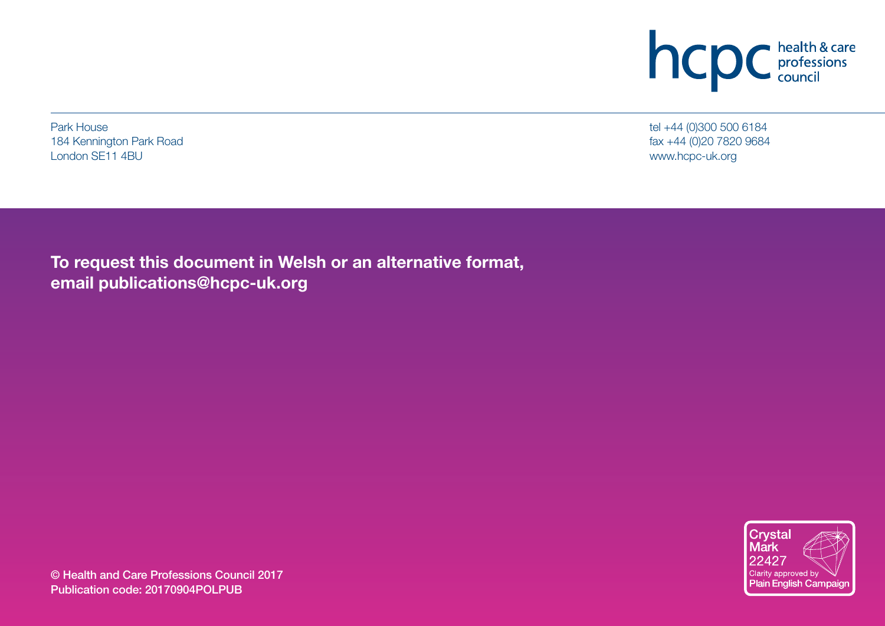hcpc health & care professions council

Park House
184 Kennington Park Road
London SE11 4BU

tel +44 (0)300 500 6184
fax +44 (0)20 7820 9684
www.hcpc-uk.org

**To request this document in Welsh or an alternative format, email publications@hcpc-uk.org**

Crystal Mark 22427
Clarity approved by Plain English Campaign

© Health and Care Professions Council 2017
Publication code: 20170904POLPUB